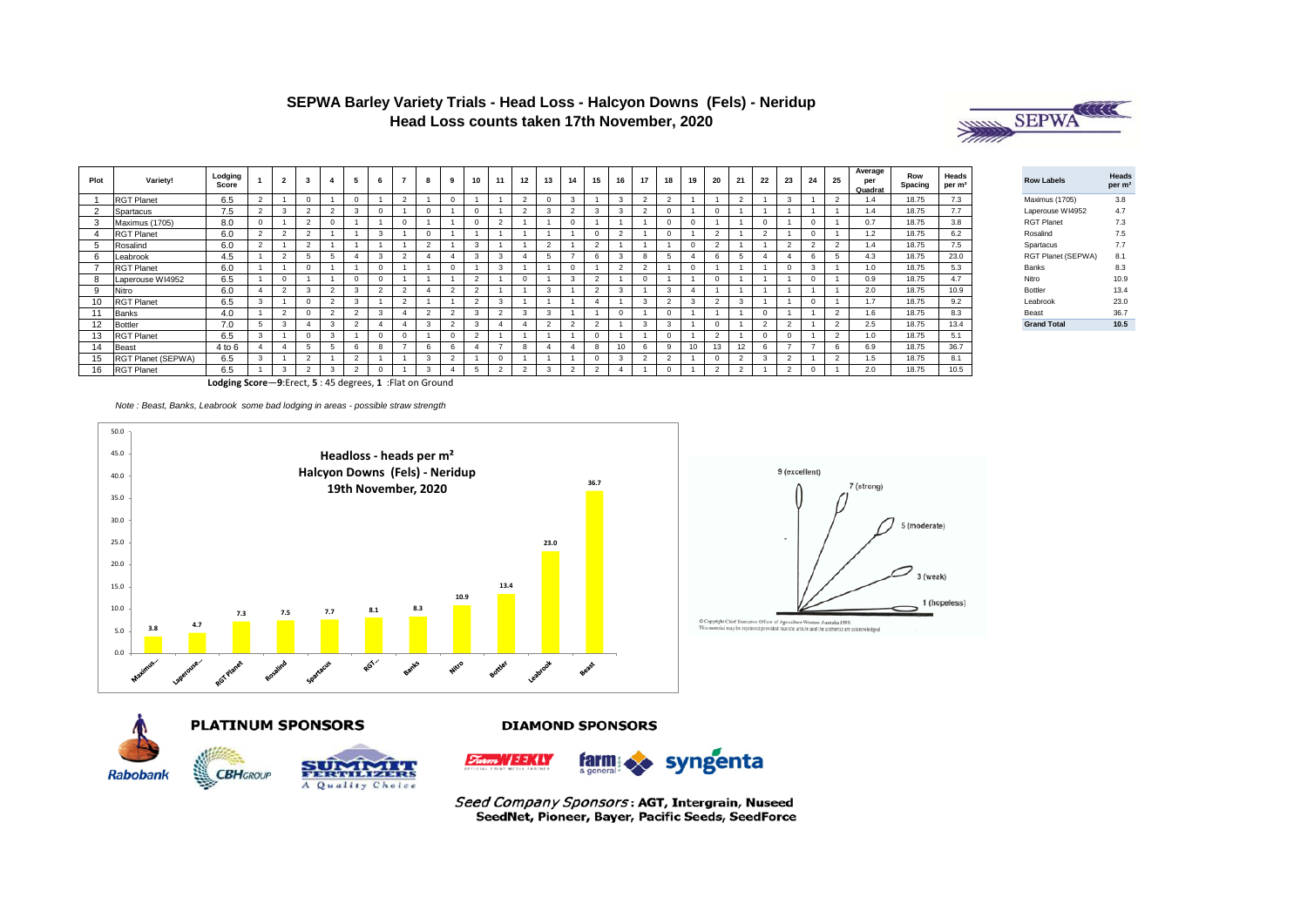# SEPWA Barley Variety Trials - Head Loss - Halcyon Downs (Fels) - Neridup

## Head Loss counts taken 17th November, 2020

| Plot | Variety! | Lodging Score | 1 | 2 | 3 | 4 | 5 | 6 | 7 | 8 | 9 | 10 | 11 | 12 | 13 | 14 | 15 | 16 | 17 | 18 | 19 | 20 | 21 | 22 | 23 | 24 | 25 | Average per Quadrat | Row Spacing | Heads per m² |
|---|---|---|---|---|---|---|---|---|---|---|---|---|---|---|---|---|---|---|---|---|---|---|---|---|---|---|---|---|---|---|
| 1 | RGT Planet | 6.5 | 2 | 1 | 0 | 1 | 0 | 1 | 2 | 1 | 0 | 1 | 1 | 2 | 0 | 3 | 1 | 3 | 2 | 2 | 1 | 1 | 2 | 1 | 3 | 1 | 2 | 1.4 | 18.75 | 7.3 |
| 2 | Spartacus | 7.5 | 2 | 3 | 2 | 2 | 3 | 0 | 1 | 0 | 1 | 0 | 1 | 2 | 3 | 2 | 3 | 3 | 2 | 0 | 1 | 0 | 1 | 1 | 1 | 1 | 1 | 1.4 | 18.75 | 7.7 |
| 3 | Maximus (1705) | 8.0 | 0 | 1 | 2 | 0 | 1 | 1 | 0 | 1 | 1 | 0 | 2 | 1 | 1 | 0 | 1 | 1 | 1 | 0 | 0 | 1 | 1 | 0 | 1 | 0 | 1 | 0.7 | 18.75 | 3.8 |
| 4 | RGT Planet | 6.0 | 2 | 2 | 2 | 1 | 1 | 3 | 1 | 0 | 1 | 1 | 1 | 1 | 1 | 1 | 0 | 2 | 1 | 0 | 1 | 2 | 1 | 2 | 1 | 0 | 1 | 1.2 | 18.75 | 6.2 |
| 5 | Rosalind | 6.0 | 2 | 1 | 2 | 1 | 1 | 1 | 1 | 2 | 1 | 3 | 1 | 1 | 2 | 1 | 2 | 1 | 1 | 1 | 0 | 2 | 1 | 1 | 2 | 2 | 2 | 1.4 | 18.75 | 7.5 |
| 6 | Leabrook | 4.5 | 1 | 2 | 5 | 5 | 4 | 3 | 2 | 4 | 4 | 3 | 3 | 4 | 5 | 7 | 6 | 3 | 8 | 5 | 4 | 6 | 5 | 4 | 4 | 6 | 5 | 4.3 | 18.75 | 23.0 |
| 7 | RGT Planet | 6.0 | 1 | 1 | 0 | 1 | 1 | 0 | 1 | 1 | 0 | 1 | 3 | 1 | 1 | 0 | 1 | 2 | 2 | 1 | 0 | 1 | 1 | 1 | 0 | 3 | 1 | 1.0 | 18.75 | 5.3 |
| 8 | Laperouse WI4952 | 6.5 | 1 | 0 | 1 | 1 | 0 | 0 | 1 | 1 | 1 | 2 | 1 | 0 | 1 | 3 | 2 | 1 | 0 | 1 | 1 | 0 | 1 | 1 | 1 | 0 | 1 | 0.9 | 18.75 | 4.7 |
| 9 | Nitro | 6.0 | 4 | 2 | 3 | 2 | 3 | 2 | 2 | 4 | 2 | 2 | 1 | 1 | 3 | 1 | 2 | 3 | 1 | 3 | 4 | 1 | 1 | 1 | 1 | 1 | 1 | 2.0 | 18.75 | 10.9 |
| 10 | RGT Planet | 6.5 | 3 | 1 | 0 | 2 | 3 | 1 | 2 | 1 | 1 | 2 | 3 | 1 | 1 | 1 | 4 | 1 | 3 | 2 | 3 | 2 | 3 | 1 | 1 | 0 | 1 | 1.7 | 18.75 | 9.2 |
| 11 | Banks | 4.0 | 1 | 2 | 0 | 2 | 2 | 3 | 4 | 2 | 2 | 3 | 2 | 3 | 3 | 1 | 1 | 0 | 1 | 0 | 1 | 1 | 1 | 0 | 1 | 1 | 2 | 1.6 | 18.75 | 8.3 |
| 12 | Bottler | 7.0 | 5 | 3 | 4 | 3 | 2 | 4 | 4 | 3 | 2 | 3 | 4 | 4 | 2 | 2 | 2 | 1 | 3 | 3 | 1 | 0 | 1 | 2 | 2 | 1 | 2 | 2.5 | 18.75 | 13.4 |
| 13 | RGT Planet | 6.5 | 3 | 1 | 0 | 3 | 1 | 0 | 0 | 1 | 0 | 2 | 1 | 1 | 1 | 1 | 0 | 1 | 1 | 0 | 1 | 2 | 1 | 0 | 0 | 1 | 2 | 1.0 | 18.75 | 5.1 |
| 14 | Beast | 4 to 6 | 4 | 4 | 5 | 5 | 6 | 8 | 7 | 6 | 6 | 4 | 7 | 8 | 4 | 4 | 8 | 10 | 6 | 9 | 10 | 13 | 12 | 6 | 7 | 7 | 6 | 6.9 | 18.75 | 36.7 |
| 15 | RGT Planet (SEPWA) | 6.5 | 3 | 1 | 2 | 1 | 2 | 1 | 1 | 3 | 2 | 1 | 0 | 1 | 1 | 1 | 0 | 3 | 2 | 2 | 1 | 0 | 2 | 3 | 2 | 1 | 2 | 1.5 | 18.75 | 8.1 |
| 16 | RGT Planet | 6.5 | 1 | 3 | 2 | 3 | 2 | 0 | 1 | 3 | 4 | 5 | 2 | 2 | 3 | 2 | 2 | 4 | 1 | 0 | 1 | 2 | 2 | 1 | 2 | 0 | 1 | 2.0 | 18.75 | 10.5 |

**Lodging Score**—**9**:Erect, **5** : 45 degrees, **1** :Flat on Ground

*Note : Beast, Banks, Leabrook some bad lodging in areas - possible straw strength*

| Row Labels | Heads per m² |
|---|---|
| Maximus (1705) | 3.8 |
| Laperouse WI4952 | 4.7 |
| RGT Planet | 7.3 |
| Rosalind | 7.5 |
| Spartacus | 7.7 |
| RGT Planet (SEPWA) | 8.1 |
| Banks | 8.3 |
| Nitro | 10.9 |
| Bottler | 13.4 |
| Leabrook | 23.0 |
| Beast | 36.7 |
| **Grand Total** | **10.5** |

**Headloss - heads per m² Halcyon Downs (Fels) - Neridup 19th November, 2020**

| Variety | Heads per m² |
|---|---|
| Maximus... | 3.8 |
| Laperouse... | 4.7 |
| RGT Planet | 7.3 |
| Rosalind | 7.5 |
| Spartacus | 7.7 |
| RGT... | 8.1 |
| Banks | 8.3 |
| Nitro | 10.9 |
| Bottler | 13.4 |
| Leabrook | 23.0 |
| Beast | 36.7 |

9 (excellent), 7 (strong), 5 (moderate), 3 (week), 1 (hopeless)

© Copyright Chief Executive Officer of Agriculture Western Australia 1999. This material may be reproduced provided that the article and the author(s) are acknowledged

**PLATINUM SPONSORS**

Rabobank, CBH GROUP, SUMMIT FERTILIZERS A Quality Choice

**DIAMOND SPONSORS**

Farm WEEKLY, farm & general, syngenta

*Seed Company Sponsors*: **AGT, Intergrain, Nuseed SeedNet, Pioneer, Bayer, Pacific Seeds, SeedForce**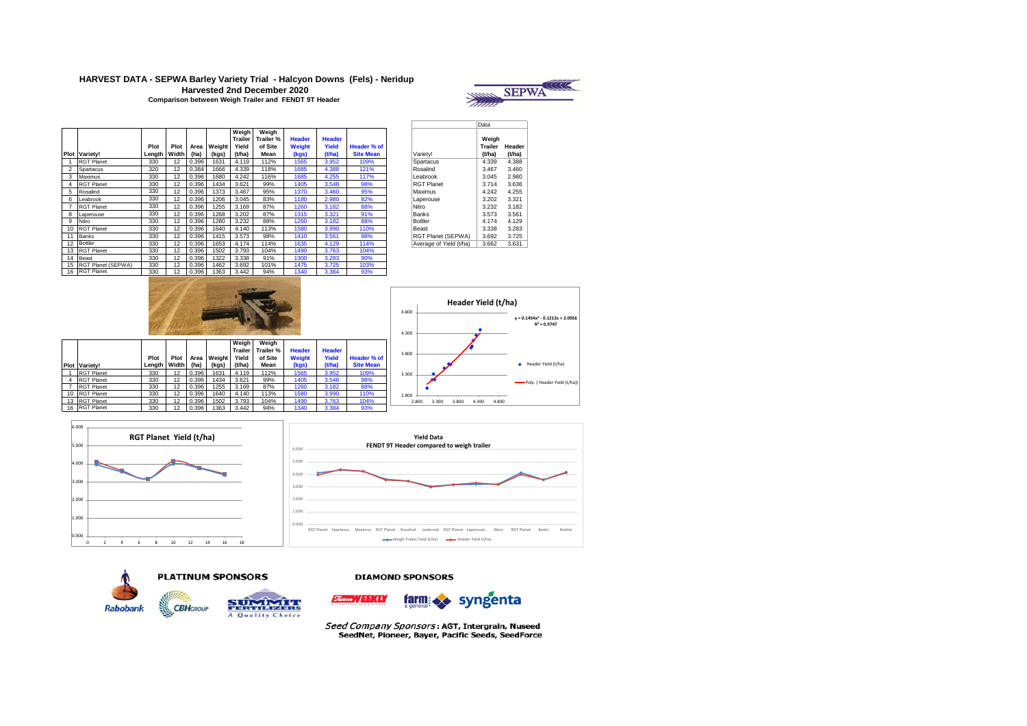# HARVEST DATA - SEPWA Barley Variety Trial - Halcyon Downs (Fels) - Neridup

**Harvested 2nd December 2020**

**Comparison between Weigh Trailer and FENDT 9T Header**

| Plot | Variety! | Plot Length | Plot Width | Area (ha) | Weight (kgs) | Weigh Trailer Yield (t/ha) | Weigh Trailer % of Site Mean | Header Weight (kgs) | Header Yield (t/ha) | Header % of Site Mean |
|---|---|---|---|---|---|---|---|---|---|---|
| 1 | RGT Planet | 330 | 12 | 0.396 | 1631 | 4.119 | 112% | 1565 | 3.952 | 109% |
| 2 | Spartacus | 320 | 12 | 0.384 | 1666 | 4.339 | 118% | 1685 | 4.388 | 121% |
| 3 | Maximus | 330 | 12 | 0.396 | 1680 | 4.242 | 116% | 1685 | 4.255 | 117% |
| 4 | RGT Planet | 330 | 12 | 0.396 | 1434 | 3.621 | 99% | 1405 | 3.548 | 98% |
| 5 | Rosalind | 330 | 12 | 0.396 | 1373 | 3.467 | 95% | 1370 | 3.460 | 95% |
| 6 | Leabrook | 330 | 12 | 0.396 | 1206 | 3.045 | 83% | 1180 | 2.980 | 82% |
| 7 | RGT Planet | 330 | 12 | 0.396 | 1255 | 3.169 | 87% | 1260 | 3.182 | 88% |
| 8 | Laperouse | 330 | 12 | 0.396 | 1268 | 3.202 | 87% | 1315 | 3.321 | 91% |
| 9 | Nitro | 330 | 12 | 0.396 | 1280 | 3.232 | 88% | 1260 | 3.182 | 88% |
| 10 | RGT Planet | 330 | 12 | 0.396 | 1640 | 4.140 | 113% | 1580 | 3.990 | 110% |
| 11 | Banks | 330 | 12 | 0.396 | 1415 | 3.573 | 98% | 1410 | 3.561 | 98% |
| 12 | Bottler | 330 | 12 | 0.396 | 1653 | 4.174 | 114% | 1635 | 4.129 | 114% |
| 13 | RGT Planet | 330 | 12 | 0.396 | 1502 | 3.793 | 104% | 1490 | 3.763 | 104% |
| 14 | Beast | 330 | 12 | 0.396 | 1322 | 3.338 | 91% | 1300 | 3.283 | 90% |
| 15 | RGT Planet (SEPWA) | 330 | 12 | 0.396 | 1462 | 3.692 | 101% | 1475 | 3.725 | 103% |
| 16 | RGT Planet | 330 | 12 | 0.396 | 1363 | 3.442 | 94% | 1340 | 3.384 | 93% |

| Variety! | Data: Weigh Trailer (t/ha) | Header (t/ha) |
|---|---|---|
| Spartacus | 4.339 | 4.388 |
| Rosalind | 3.467 | 3.460 |
| Leabrook | 3.045 | 2.980 |
| RGT Planet | 3.714 | 3.636 |
| Maximus | 4.242 | 4.255 |
| Laperouse | 3.202 | 3.321 |
| Nitro | 3.232 | 3.182 |
| Banks | 3.573 | 3.561 |
| Bottler | 4.174 | 4.129 |
| Beast | 3.338 | 3.283 |
| RGT Planet (SEPWA) | 3.692 | 3.725 |
| Average of Yield (t/ha) | 3.662 | 3.631 |

| Plot | Variety! | Plot Length | Plot Width | Area (ha) | Weight (kgs) | Weigh Trailer Yield (t/ha) | Weigh Trailer % of Site Mean | Header Weight (kgs) | Header Yield (t/ha) | Header % of Site Mean |
|---|---|---|---|---|---|---|---|---|---|---|
| 1 | RGT Planet | 330 | 12 | 0.396 | 1631 | 4.119 | 112% | 1565 | 3.952 | 109% |
| 4 | RGT Planet | 330 | 12 | 0.396 | 1434 | 3.621 | 99% | 1405 | 3.548 | 98% |
| 7 | RGT Planet | 330 | 12 | 0.396 | 1255 | 3.169 | 87% | 1260 | 3.182 | 88% |
| 10 | RGT Planet | 330 | 12 | 0.396 | 1640 | 4.140 | 113% | 1580 | 3.990 | 110% |
| 13 | RGT Planet | 330 | 12 | 0.396 | 1502 | 3.793 | 104% | 1490 | 3.763 | 104% |
| 16 | RGT Planet | 330 | 12 | 0.396 | 1363 | 3.442 | 94% | 1340 | 3.384 | 93% |

**Header Yield (t/ha)**

$y = 0.1454x^2 - 0.1212x + 2.0956$

$R^2 = 0.9747$

**RGT Planet Yield (t/ha)**

**Yield Data**

**FENDT 9T Header compared to weigh trailer**

**PLATINUM SPONSORS**: Rabobank, CBH Group, Summit Fertilizers

**DIAMOND SPONSORS**: Farm Weekly, farm & general, syngenta

*Seed Company Sponsors*: AGT, Intergrain, Nuseed, SeedNet, Pioneer, Bayer, Pacific Seeds, SeedForce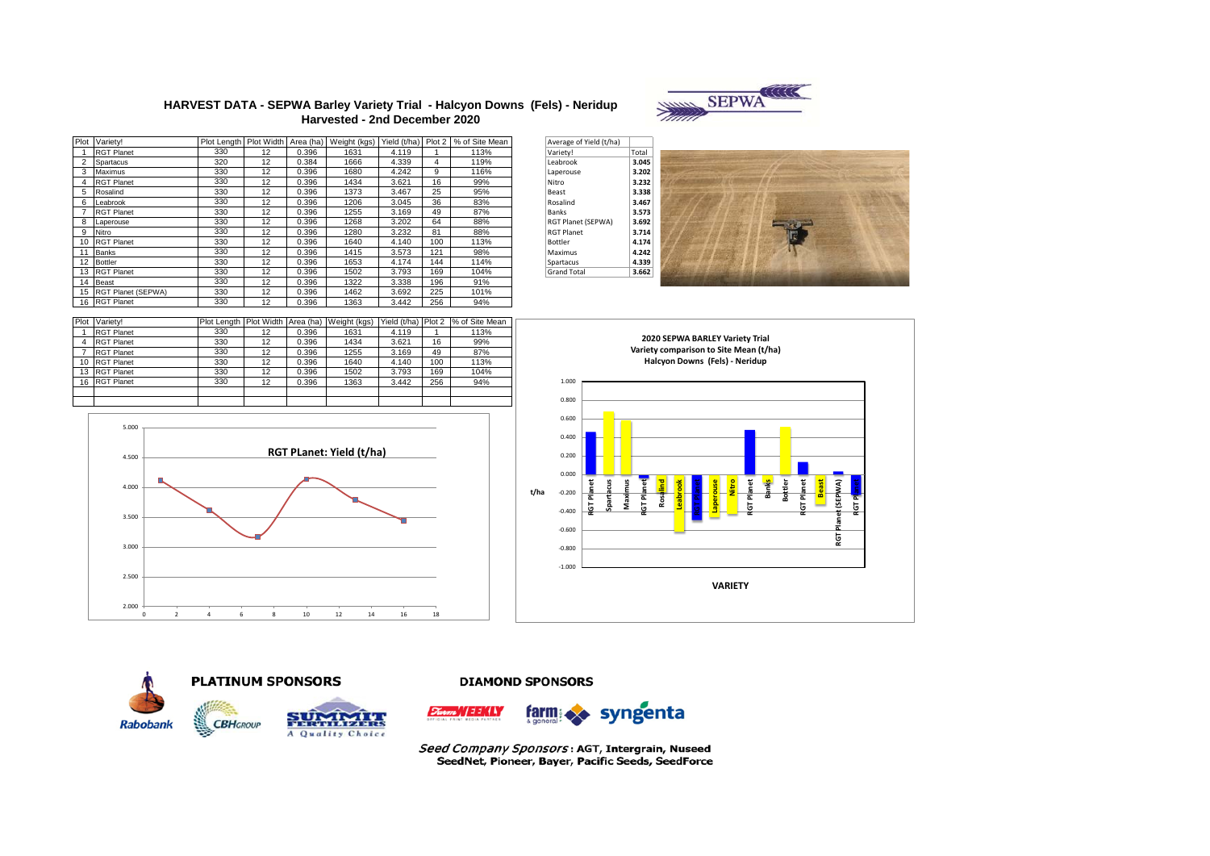# HARVEST DATA - SEPWA Barley Variety Trial - Halcyon Downs (Fels) - Neridup

## Harvested - 2nd December 2020

| Plot | Variety! | Plot Length | Plot Width | Area (ha) | Weight (kgs) | Yield (t/ha) | Plot 2 | % of Site Mean |
|---|---|---|---|---|---|---|---|---|
| 1 | RGT Planet | 330 | 12 | 0.396 | 1631 | 4.119 | 1 | 113% |
| 2 | Spartacus | 320 | 12 | 0.384 | 1666 | 4.339 | 4 | 119% |
| 3 | Maximus | 330 | 12 | 0.396 | 1680 | 4.242 | 9 | 116% |
| 4 | RGT Planet | 330 | 12 | 0.396 | 1434 | 3.621 | 16 | 99% |
| 5 | Rosalind | 330 | 12 | 0.396 | 1373 | 3.467 | 25 | 95% |
| 6 | Leabrook | 330 | 12 | 0.396 | 1206 | 3.045 | 36 | 83% |
| 7 | RGT Planet | 330 | 12 | 0.396 | 1255 | 3.169 | 49 | 87% |
| 8 | Laperouse | 330 | 12 | 0.396 | 1268 | 3.202 | 64 | 88% |
| 9 | Nitro | 330 | 12 | 0.396 | 1280 | 3.232 | 81 | 88% |
| 10 | RGT Planet | 330 | 12 | 0.396 | 1640 | 4.140 | 100 | 113% |
| 11 | Banks | 330 | 12 | 0.396 | 1415 | 3.573 | 121 | 98% |
| 12 | Bottler | 330 | 12 | 0.396 | 1653 | 4.174 | 144 | 114% |
| 13 | RGT Planet | 330 | 12 | 0.396 | 1502 | 3.793 | 169 | 104% |
| 14 | Beast | 330 | 12 | 0.396 | 1322 | 3.338 | 196 | 91% |
| 15 | RGT Planet (SEPWA) | 330 | 12 | 0.396 | 1462 | 3.692 | 225 | 101% |
| 16 | RGT Planet | 330 | 12 | 0.396 | 1363 | 3.442 | 256 | 94% |

| Average of Yield (t/ha) | |
|---|---|
| Variety! | Total |
| Leabrook | 3.045 |
| Laperouse | 3.202 |
| Nitro | 3.232 |
| Beast | 3.338 |
| Rosalind | 3.467 |
| Banks | 3.573 |
| RGT Planet (SEPWA) | 3.692 |
| RGT Planet | 3.714 |
| Bottler | 4.174 |
| Maximus | 4.242 |
| Spartacus | 4.339 |
| Grand Total | 3.662 |

| Plot | Variety! | Plot Length | Plot Width | Area (ha) | Weight (kgs) | Yield (t/ha) | Plot 2 | % of Site Mean |
|---|---|---|---|---|---|---|---|---|
| 1 | RGT Planet | 330 | 12 | 0.396 | 1631 | 4.119 | 1 | 113% |
| 4 | RGT Planet | 330 | 12 | 0.396 | 1434 | 3.621 | 16 | 99% |
| 7 | RGT Planet | 330 | 12 | 0.396 | 1255 | 3.169 | 49 | 87% |
| 10 | RGT Planet | 330 | 12 | 0.396 | 1640 | 4.140 | 100 | 113% |
| 13 | RGT Planet | 330 | 12 | 0.396 | 1502 | 3.793 | 169 | 104% |
| 16 | RGT Planet | 330 | 12 | 0.396 | 1363 | 3.442 | 256 | 94% |

**RGT PLanet: Yield (t/ha)**

**2020 SEPWA BARLEY Variety Trial**
**Variety comparison to Site Mean (t/ha)**
**Halcyon Downs (Fels) - Neridup**

**PLATINUM SPONSORS**

**DIAMOND SPONSORS**

*Seed Company Sponsors* : AGT, Intergrain, Nuseed
SeedNet, Pioneer, Bayer, Pacific Seeds, SeedForce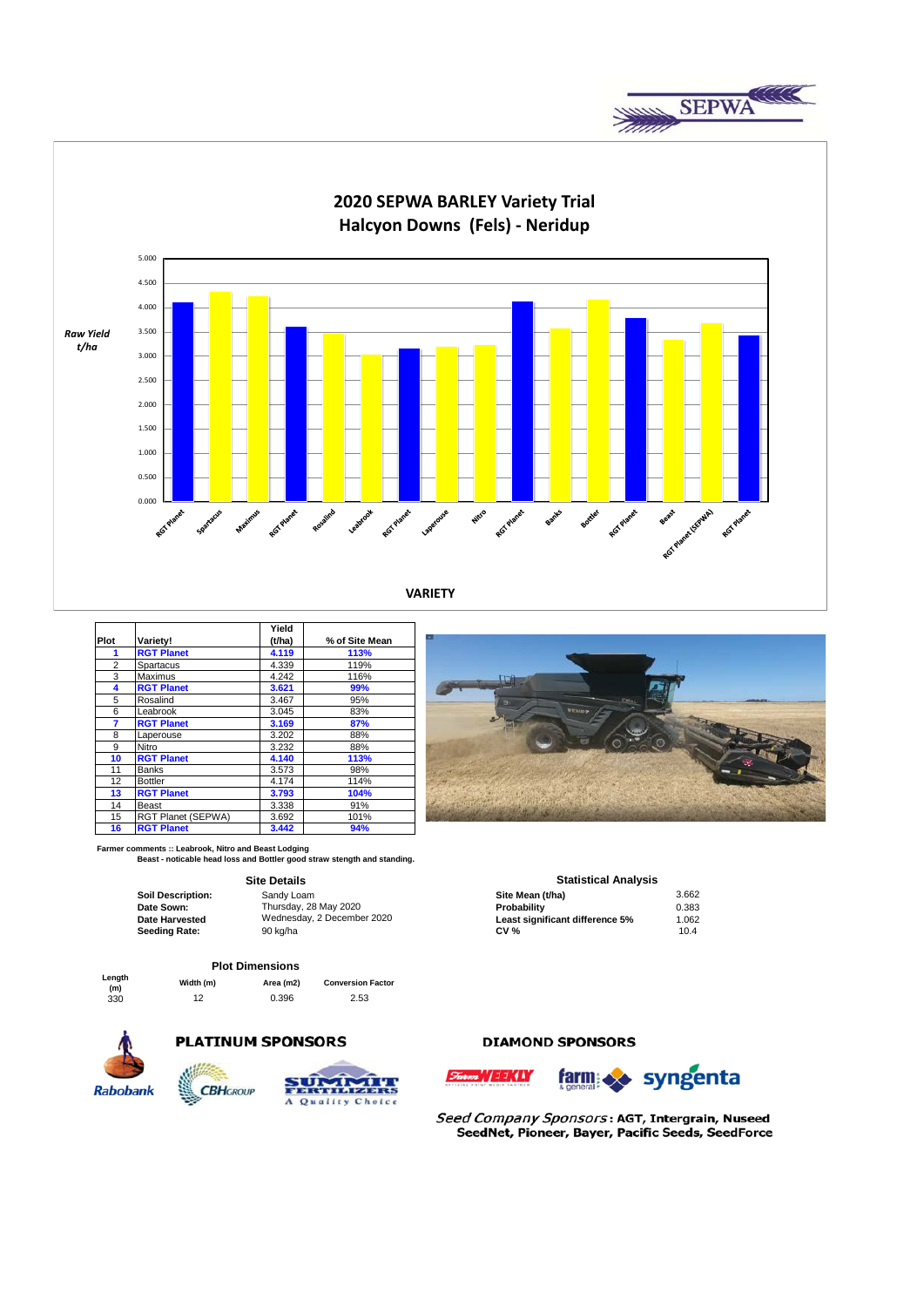# 2020 SEPWA BARLEY Variety Trial
## Halcyon Downs (Fels) - Neridup

| Plot | Variety! | Yield (t/ha) | % of Site Mean |
|---|---|---|---|
| **1** | **RGT Planet** | **4.119** | **113%** |
| 2 | Spartacus | 4.339 | 119% |
| 3 | Maximus | 4.242 | 116% |
| **4** | **RGT Planet** | **3.621** | **99%** |
| 5 | Rosalind | 3.467 | 95% |
| 6 | Leabrook | 3.045 | 83% |
| **7** | **RGT Planet** | **3.169** | **87%** |
| 8 | Laperouse | 3.202 | 88% |
| 9 | Nitro | 3.232 | 88% |
| **10** | **RGT Planet** | **4.140** | **113%** |
| 11 | Banks | 3.573 | 98% |
| 12 | Bottler | 4.174 | 114% |
| **13** | **RGT Planet** | **3.793** | **104%** |
| 14 | Beast | 3.338 | 91% |
| 15 | RGT Planet (SEPWA) | 3.692 | 101% |
| **16** | **RGT Planet** | **3.442** | **94%** |

**Farmer comments :: Leabrook, Nitro and Beast Lodging**
**Beast - noticable head loss and Bottler good straw stength and standing.**

### Site Details

| | |
|---|---|
| **Soil Description:** | Sandy Loam |
| **Date Sown:** | Thursday, 28 May 2020 |
| **Date Harvested** | Wednesday, 2 December 2020 |
| **Seeding Rate:** | 90 kg/ha |

### Statistical Analysis

| | |
|---|---|
| **Site Mean (t/ha)** | 3.662 |
| **Probability** | 0.383 |
| **Least significant difference 5%** | 1.062 |
| **CV %** | 10.4 |

### Plot Dimensions

| Length (m) | Width (m) | Area (m2) | Conversion Factor |
|---|---|---|---|
| 330 | 12 | 0.396 | 2.53 |

**PLATINUM SPONSORS**

Rabobank, CBH Group, Summit Fertilizers

**DIAMOND SPONSORS**

Farm Weekly, farm & general, syngenta

*Seed Company Sponsors*: **AGT, Intergrain, Nuseed SeedNet, Pioneer, Bayer, Pacific Seeds, SeedForce**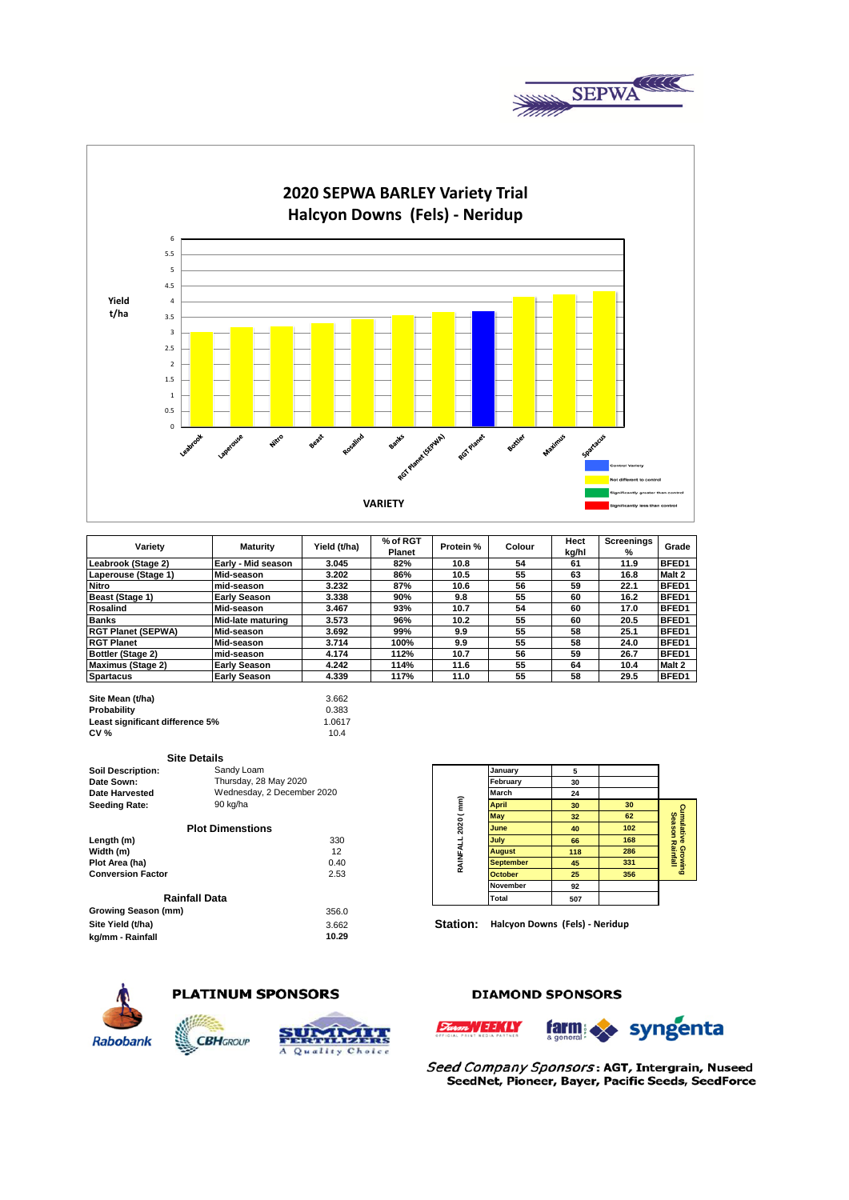SEPWA

## 2020 SEPWA BARLEY Variety Trial
## Halcyon Downs (Fels) - Neridup

Yield t/ha

0
0.5
1
1.5
2
2.5
3
3.5
4
4.5
5
5.5
6

Leabrook
Laperouse
Nitro
Beast
Rosalind
Banks
RGT Planet (SEPWA)
RGT Planet
Bottler
Maximus
Spartacus

VARIETY

Control Variety
Not different to control
Significantly greater than control
Significantly less than control

| Variety | Maturity | Yield (t/ha) | % of RGT Planet | Protein % | Colour | Hect kg/hl | Screenings % | Grade |
|---|---|---|---|---|---|---|---|---|
| Leabrook (Stage 2) | Early - Mid season | 3.045 | 82% | 10.8 | 54 | 61 | 11.9 | BFED1 |
| Laperouse (Stage 1) | Mid-season | 3.202 | 86% | 10.5 | 55 | 63 | 16.8 | Malt 2 |
| Nitro | mid-season | 3.232 | 87% | 10.6 | 56 | 59 | 22.1 | BFED1 |
| Beast (Stage 1) | Early Season | 3.338 | 90% | 9.8 | 55 | 60 | 16.2 | BFED1 |
| Rosalind | Mid-season | 3.467 | 93% | 10.7 | 54 | 60 | 17.0 | BFED1 |
| Banks | Mid-late maturing | 3.573 | 96% | 10.2 | 55 | 60 | 20.5 | BFED1 |
| RGT Planet (SEPWA) | Mid-season | 3.692 | 99% | 9.9 | 55 | 58 | 25.1 | BFED1 |
| RGT Planet | Mid-season | 3.714 | 100% | 9.9 | 55 | 58 | 24.0 | BFED1 |
| Bottler (Stage 2) | mid-season | 4.174 | 112% | 10.7 | 56 | 59 | 26.7 | BFED1 |
| Maximus (Stage 2) | Early Season | 4.242 | 114% | 11.6 | 55 | 64 | 10.4 | Malt 2 |
| Spartacus | Early Season | 4.339 | 117% | 11.0 | 55 | 58 | 29.5 | BFED1 |

| | |
|---|---|
| **Site Mean (t/ha)** | 3.662 |
| **Probability** | 0.383 |
| **Least significant difference 5%** | 1.0617 |
| **CV %** | 10.4 |

### Site Details

| | |
|---|---|
| **Soil Description:** | Sandy Loam |
| **Date Sown:** | Thursday, 28 May 2020 |
| **Date Harvested** | Wednesday, 2 December 2020 |
| **Seeding Rate:** | 90 kg/ha |

### Plot Dimenstions

| | |
|---|---|
| **Length (m)** | 330 |
| **Width (m)** | 12 |
| **Plot Area (ha)** | 0.40 |
| **Conversion Factor** | 2.53 |

### Rainfall Data

| | |
|---|---|
| **Growing Season (mm)** | 356.0 |
| **Site Yield (t/ha)** | 3.662 |
| **kg/mm - Rainfall** | 10.29 |

RAINFALL 2020 ( mm)

| Month | Rainfall | Cumulative Growing Season Rainfall |
|---|---|---|
| January | 5 | |
| February | 30 | |
| March | 24 | |
| April | 30 | 30 |
| May | 32 | 62 |
| June | 40 | 102 |
| July | 66 | 168 |
| August | 118 | 286 |
| September | 45 | 331 |
| October | 25 | 356 |
| November | 92 | |
| Total | 507 | |

**Station:** Halcyon Downs (Fels) - Neridup

**PLATINUM SPONSORS**

Rabobank CBH GROUP SUMMIT FERTILIZERS A Quality Choice

**DIAMOND SPONSORS**

Farm Weekly farm & general syngenta

*Seed Company Sponsors*: **AGT, Intergrain, Nuseed SeedNet, Pioneer, Bayer, Pacific Seeds, SeedForce**